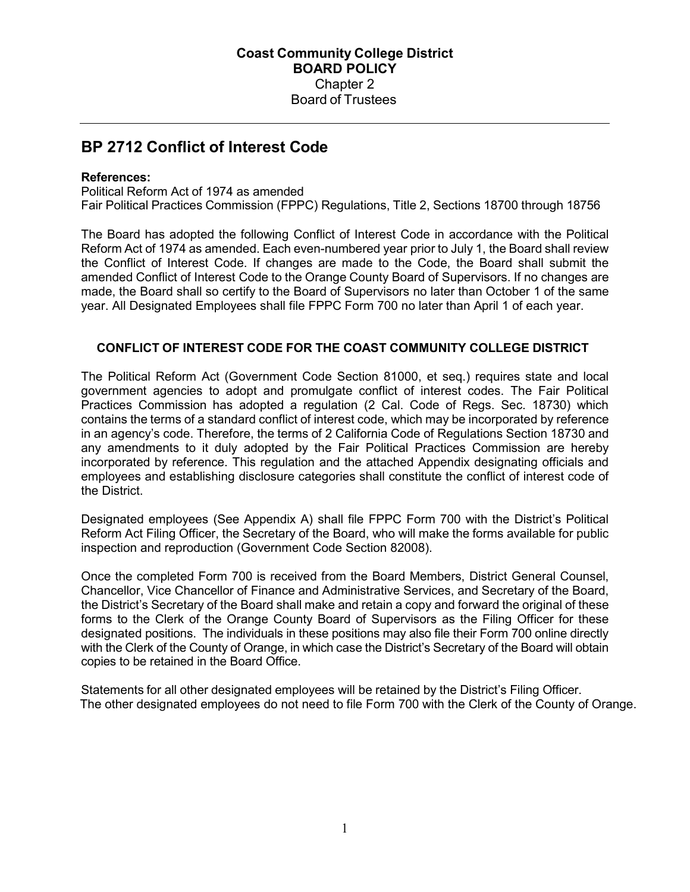**Coast Community College District**
**BOARD POLICY**
Chapter 2
Board of Trustees

# BP 2712 Conflict of Interest Code

**References:**
Political Reform Act of 1974 as amended
Fair Political Practices Commission (FPPC) Regulations, Title 2, Sections 18700 through 18756

The Board has adopted the following Conflict of Interest Code in accordance with the Political Reform Act of 1974 as amended. Each even-numbered year prior to July 1, the Board shall review the Conflict of Interest Code. If changes are made to the Code, the Board shall submit the amended Conflict of Interest Code to the Orange County Board of Supervisors. If no changes are made, the Board shall so certify to the Board of Supervisors no later than October 1 of the same year. All Designated Employees shall file FPPC Form 700 no later than April 1 of each year.

## CONFLICT OF INTEREST CODE FOR THE COAST COMMUNITY COLLEGE DISTRICT

The Political Reform Act (Government Code Section 81000, et seq.) requires state and local government agencies to adopt and promulgate conflict of interest codes. The Fair Political Practices Commission has adopted a regulation (2 Cal. Code of Regs. Sec. 18730) which contains the terms of a standard conflict of interest code, which may be incorporated by reference in an agency's code. Therefore, the terms of 2 California Code of Regulations Section 18730 and any amendments to it duly adopted by the Fair Political Practices Commission are hereby incorporated by reference. This regulation and the attached Appendix designating officials and employees and establishing disclosure categories shall constitute the conflict of interest code of the District.

Designated employees (See Appendix A) shall file FPPC Form 700 with the District's Political Reform Act Filing Officer, the Secretary of the Board, who will make the forms available for public inspection and reproduction (Government Code Section 82008).

Once the completed Form 700 is received from the Board Members, District General Counsel, Chancellor, Vice Chancellor of Finance and Administrative Services, and Secretary of the Board, the District's Secretary of the Board shall make and retain a copy and forward the original of these forms to the Clerk of the Orange County Board of Supervisors as the Filing Officer for these designated positions. The individuals in these positions may also file their Form 700 online directly with the Clerk of the County of Orange, in which case the District's Secretary of the Board will obtain copies to be retained in the Board Office.

Statements for all other designated employees will be retained by the District's Filing Officer. The other designated employees do not need to file Form 700 with the Clerk of the County of Orange.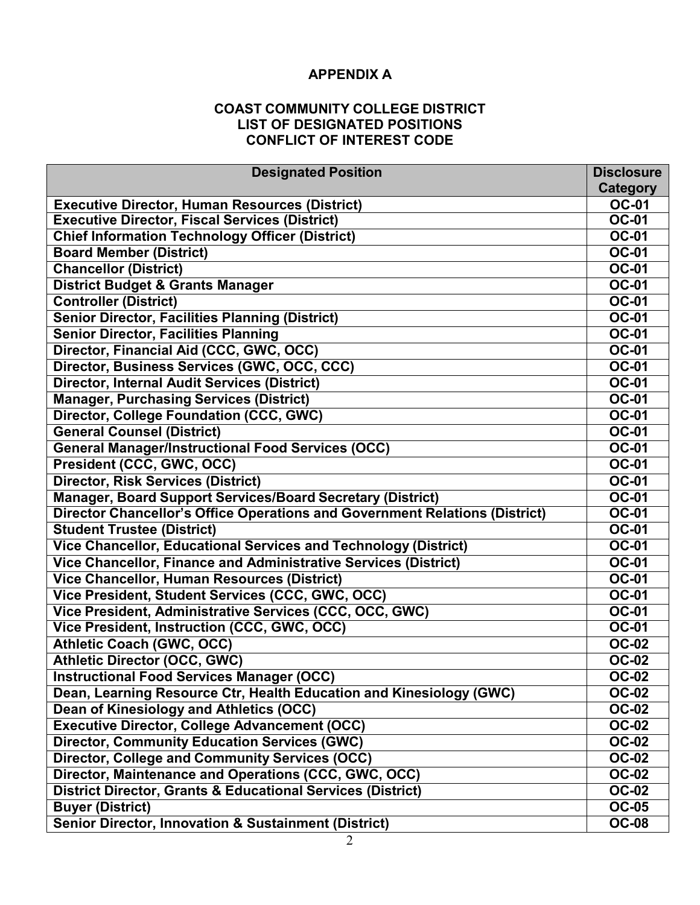## APPENDIX A

## COAST COMMUNITY COLLEGE DISTRICT
## LIST OF DESIGNATED POSITIONS
## CONFLICT OF INTEREST CODE

| Designated Position | Disclosure Category |
|---|---|
| Executive Director, Human Resources (District) | OC-01 |
| Executive Director, Fiscal Services (District) | OC-01 |
| Chief Information Technology Officer (District) | OC-01 |
| Board Member (District) | OC-01 |
| Chancellor (District) | OC-01 |
| District Budget & Grants Manager | OC-01 |
| Controller (District) | OC-01 |
| Senior Director, Facilities Planning (District) | OC-01 |
| Senior Director, Facilities Planning | OC-01 |
| Director, Financial Aid (CCC, GWC, OCC) | OC-01 |
| Director, Business Services (GWC, OCC, CCC) | OC-01 |
| Director, Internal Audit Services (District) | OC-01 |
| Manager, Purchasing Services (District) | OC-01 |
| Director, College Foundation (CCC, GWC) | OC-01 |
| General Counsel (District) | OC-01 |
| General Manager/Instructional Food Services (OCC) | OC-01 |
| President (CCC, GWC, OCC) | OC-01 |
| Director, Risk Services (District) | OC-01 |
| Manager, Board Support Services/Board Secretary (District) | OC-01 |
| Director Chancellor's Office Operations and Government Relations (District) | OC-01 |
| Student Trustee (District) | OC-01 |
| Vice Chancellor, Educational Services and Technology (District) | OC-01 |
| Vice Chancellor, Finance and Administrative Services (District) | OC-01 |
| Vice Chancellor, Human Resources (District) | OC-01 |
| Vice President, Student Services (CCC, GWC, OCC) | OC-01 |
| Vice President, Administrative Services (CCC, OCC, GWC) | OC-01 |
| Vice President, Instruction (CCC, GWC, OCC) | OC-01 |
| Athletic Coach (GWC, OCC) | OC-02 |
| Athletic Director (OCC, GWC) | OC-02 |
| Instructional Food Services Manager (OCC) | OC-02 |
| Dean, Learning Resource Ctr, Health Education and Kinesiology (GWC) | OC-02 |
| Dean of Kinesiology and Athletics (OCC) | OC-02 |
| Executive Director, College Advancement (OCC) | OC-02 |
| Director, Community Education Services (GWC) | OC-02 |
| Director, College and Community Services (OCC) | OC-02 |
| Director, Maintenance and Operations (CCC, GWC, OCC) | OC-02 |
| District Director, Grants & Educational Services (District) | OC-02 |
| Buyer (District) | OC-05 |
| Senior Director, Innovation & Sustainment (District) | OC-08 |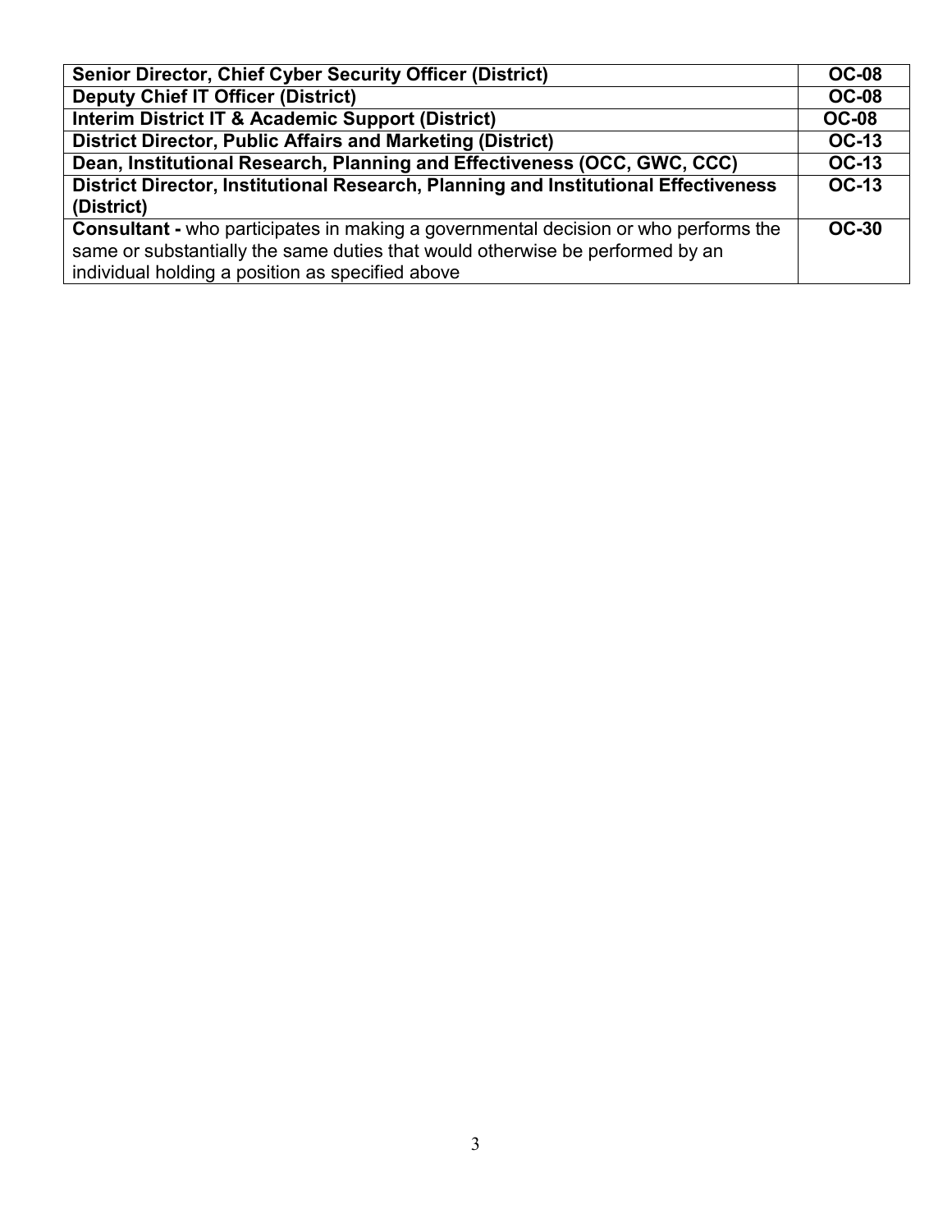| | |
|---|---|
| **Senior Director, Chief Cyber Security Officer (District)** | **OC-08** |
| **Deputy Chief IT Officer (District)** | **OC-08** |
| **Interim District IT & Academic Support (District)** | **OC-08** |
| **District Director, Public Affairs and Marketing (District)** | **OC-13** |
| **Dean, Institutional Research, Planning and Effectiveness (OCC, GWC, CCC)** | **OC-13** |
| **District Director, Institutional Research, Planning and Institutional Effectiveness (District)** | **OC-13** |
| **Consultant -** who participates in making a governmental decision or who performs the same or substantially the same duties that would otherwise be performed by an individual holding a position as specified above | **OC-30** |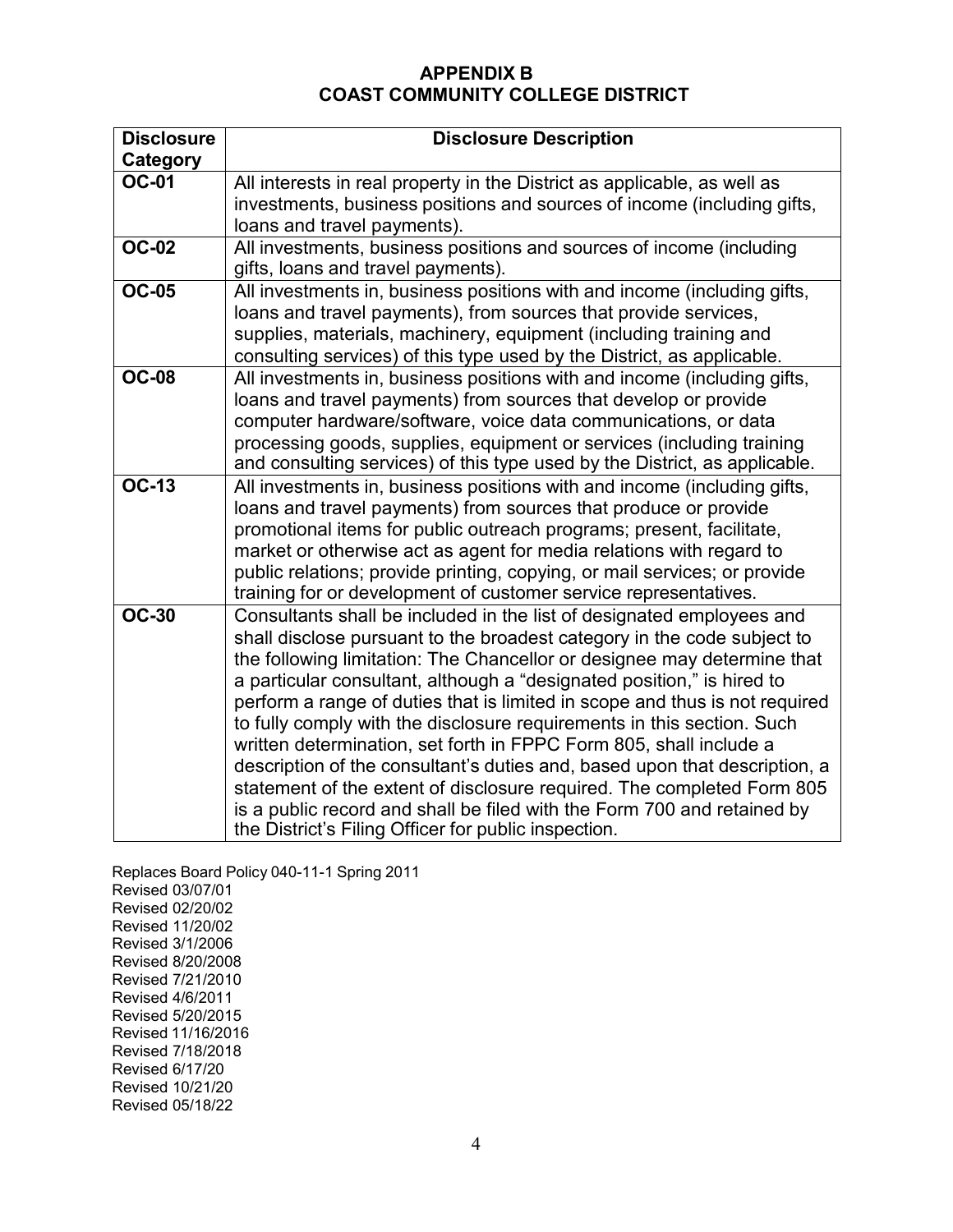## APPENDIX B
## COAST COMMUNITY COLLEGE DISTRICT

| Disclosure Category | Disclosure Description |
|---|---|
| **OC-01** | All interests in real property in the District as applicable, as well as investments, business positions and sources of income (including gifts, loans and travel payments). |
| **OC-02** | All investments, business positions and sources of income (including gifts, loans and travel payments). |
| **OC-05** | All investments in, business positions with and income (including gifts, loans and travel payments), from sources that provide services, supplies, materials, machinery, equipment (including training and consulting services) of this type used by the District, as applicable. |
| **OC-08** | All investments in, business positions with and income (including gifts, loans and travel payments) from sources that develop or provide computer hardware/software, voice data communications, or data processing goods, supplies, equipment or services (including training and consulting services) of this type used by the District, as applicable. |
| **OC-13** | All investments in, business positions with and income (including gifts, loans and travel payments) from sources that produce or provide promotional items for public outreach programs; present, facilitate, market or otherwise act as agent for media relations with regard to public relations; provide printing, copying, or mail services; or provide training for or development of customer service representatives. |
| **OC-30** | Consultants shall be included in the list of designated employees and shall disclose pursuant to the broadest category in the code subject to the following limitation: The Chancellor or designee may determine that a particular consultant, although a "designated position," is hired to perform a range of duties that is limited in scope and thus is not required to fully comply with the disclosure requirements in this section. Such written determination, set forth in FPPC Form 805, shall include a description of the consultant's duties and, based upon that description, a statement of the extent of disclosure required. The completed Form 805 is a public record and shall be filed with the Form 700 and retained by the District's Filing Officer for public inspection. |

Replaces Board Policy 040-11-1 Spring 2011
Revised 03/07/01
Revised 02/20/02
Revised 11/20/02
Revised 3/1/2006
Revised 8/20/2008
Revised 7/21/2010
Revised 4/6/2011
Revised 5/20/2015
Revised 11/16/2016
Revised 7/18/2018
Revised 6/17/20
Revised 10/21/20
Revised 05/18/22